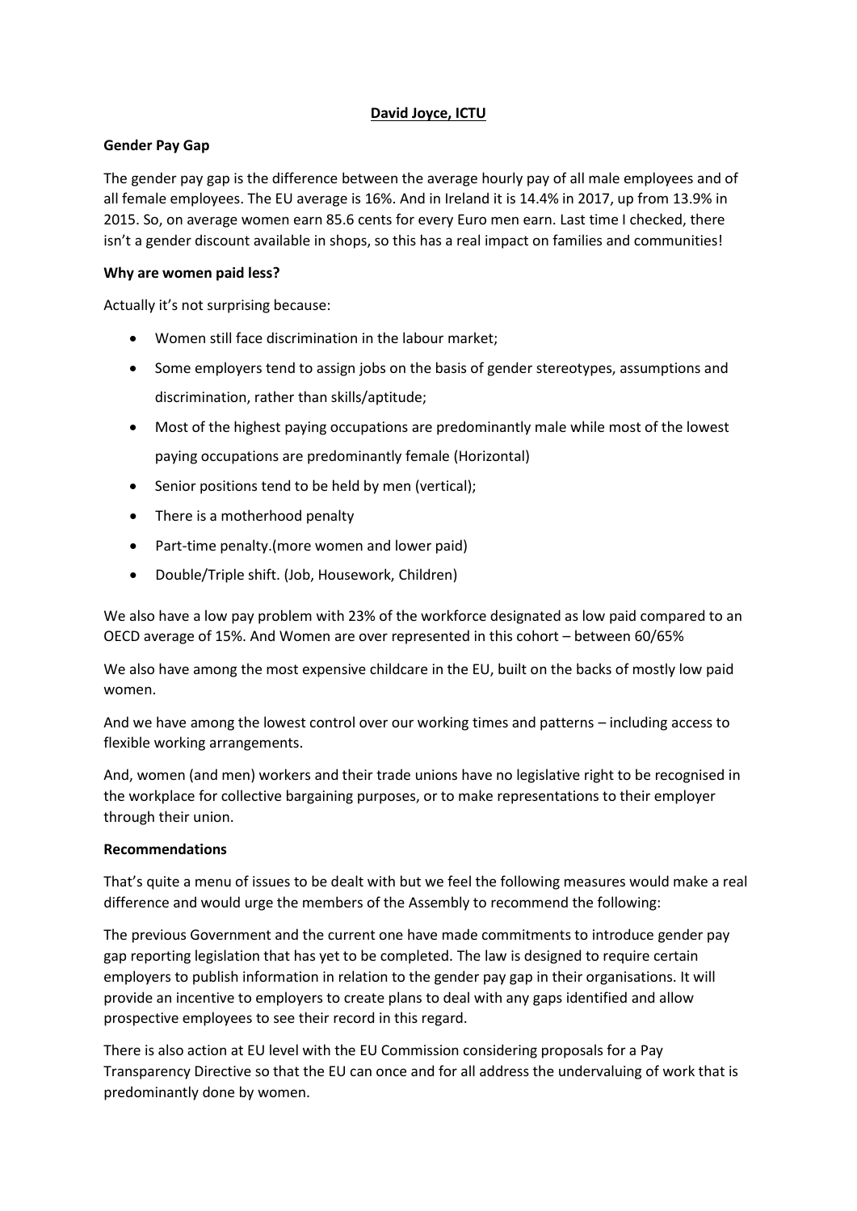# David Joyce, ICTU

## Gender Pay Gap

The gender pay gap is the difference between the average hourly pay of all male employees and of all female employees. The EU average is 16%. And in Ireland it is 14.4% in 2017, up from 13.9% in 2015. So, on average women earn 85.6 cents for every Euro men earn. Last time I checked, there isn't a gender discount available in shops, so this has a real impact on families and communities!

## Why are women paid less?

Actually it's not surprising because:

- Women still face discrimination in the labour market;
- Some employers tend to assign jobs on the basis of gender stereotypes, assumptions and discrimination, rather than skills/aptitude;
- Most of the highest paying occupations are predominantly male while most of the lowest paying occupations are predominantly female (Horizontal)
- Senior positions tend to be held by men (vertical);
- There is a motherhood penalty
- Part-time penalty.(more women and lower paid)
- Double/Triple shift. (Job, Housework, Children)

We also have a low pay problem with 23% of the workforce designated as low paid compared to an OECD average of 15%. And Women are over represented in this cohort – between 60/65%

We also have among the most expensive childcare in the EU, built on the backs of mostly low paid women.

And we have among the lowest control over our working times and patterns – including access to flexible working arrangements.

And, women (and men) workers and their trade unions have no legislative right to be recognised in the workplace for collective bargaining purposes, or to make representations to their employer through their union.

## Recommendations

That's quite a menu of issues to be dealt with but we feel the following measures would make a real difference and would urge the members of the Assembly to recommend the following:

The previous Government and the current one have made commitments to introduce gender pay gap reporting legislation that has yet to be completed. The law is designed to require certain employers to publish information in relation to the gender pay gap in their organisations. It will provide an incentive to employers to create plans to deal with any gaps identified and allow prospective employees to see their record in this regard.

There is also action at EU level with the EU Commission considering proposals for a Pay Transparency Directive so that the EU can once and for all address the undervaluing of work that is predominantly done by women.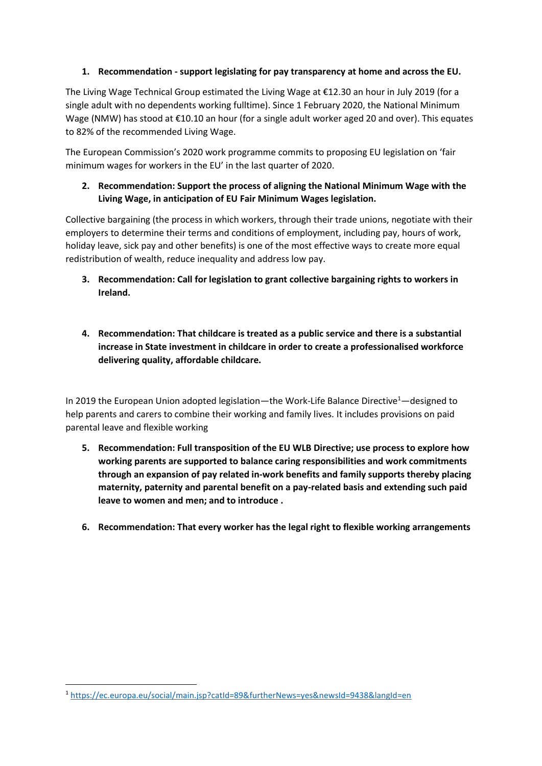1. **Recommendation - support legislating for pay transparency at home and across the EU.**

The Living Wage Technical Group estimated the Living Wage at €12.30 an hour in July 2019 (for a single adult with no dependents working fulltime). Since 1 February 2020, the National Minimum Wage (NMW) has stood at €10.10 an hour (for a single adult worker aged 20 and over). This equates to 82% of the recommended Living Wage.

The European Commission's 2020 work programme commits to proposing EU legislation on 'fair minimum wages for workers in the EU' in the last quarter of 2020.

2. **Recommendation: Support the process of aligning the National Minimum Wage with the Living Wage, in anticipation of EU Fair Minimum Wages legislation.**

Collective bargaining (the process in which workers, through their trade unions, negotiate with their employers to determine their terms and conditions of employment, including pay, hours of work, holiday leave, sick pay and other benefits) is one of the most effective ways to create more equal redistribution of wealth, reduce inequality and address low pay.

3. **Recommendation: Call for legislation to grant collective bargaining rights to workers in Ireland.**

4. **Recommendation: That childcare is treated as a public service and there is a substantial increase in State investment in childcare in order to create a professionalised workforce delivering quality, affordable childcare.**

In 2019 the European Union adopted legislation—the Work-Life Balance Directive[1]—designed to help parents and carers to combine their working and family lives. It includes provisions on paid parental leave and flexible working

5. **Recommendation: Full transposition of the EU WLB Directive; use process to explore how working parents are supported to balance caring responsibilities and work commitments through an expansion of pay related in-work benefits and family supports thereby placing maternity, paternity and parental benefit on a pay-related basis and extending such paid leave to women and men; and to introduce .**

6. **Recommendation: That every worker has the legal right to flexible working arrangements**

[1] https://ec.europa.eu/social/main.jsp?catId=89&furtherNews=yes&newsId=9438&langId=en